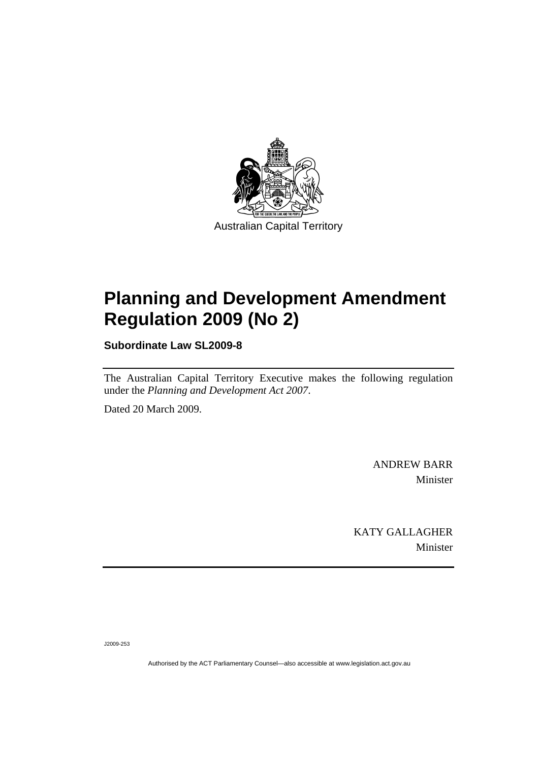Australian Capital Territory

# Planning and Development Amendment Regulation 2009 (No 2)

**Subordinate Law SL2009-8**

The Australian Capital Territory Executive makes the following regulation under the *Planning and Development Act 2007*.

Dated 20 March 2009.

ANDREW BARR
Minister

KATY GALLAGHER
Minister

J2009-253

Authorised by the ACT Parliamentary Counsel—also accessible at www.legislation.act.gov.au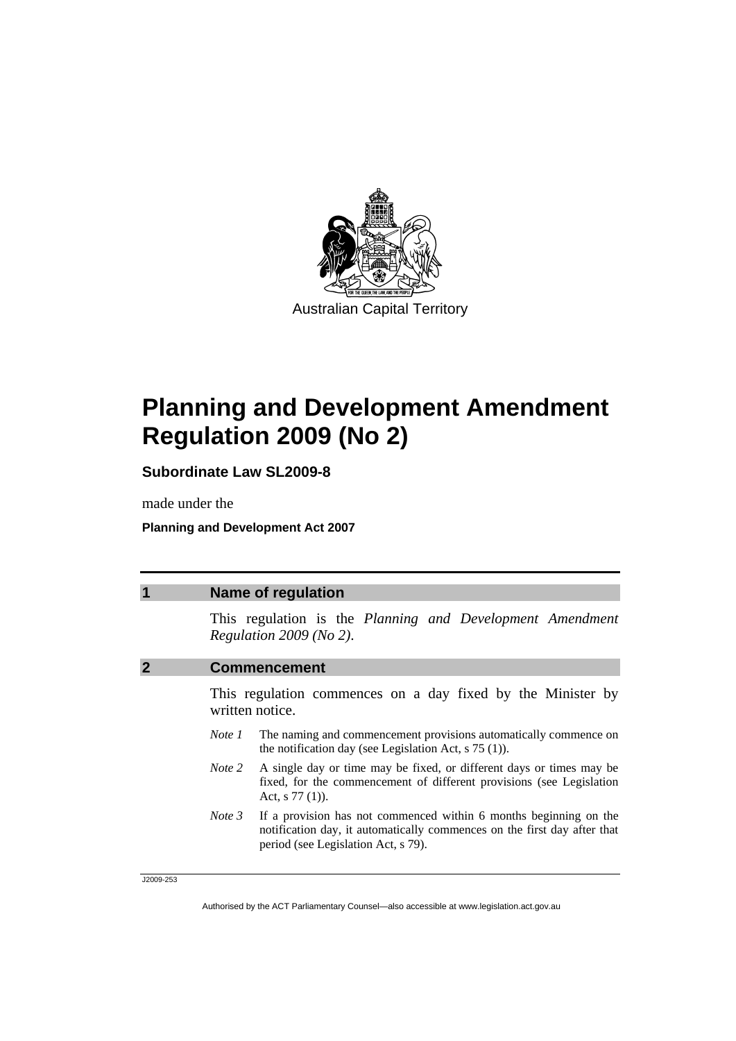Australian Capital Territory

# Planning and Development Amendment Regulation 2009 (No 2)

**Subordinate Law SL2009-8**

made under the

**Planning and Development Act 2007**

## 1 Name of regulation

This regulation is the *Planning and Development Amendment Regulation 2009 (No 2)*.

## 2 Commencement

This regulation commences on a day fixed by the Minister by written notice.

*Note 1* The naming and commencement provisions automatically commence on the notification day (see Legislation Act, s 75 (1)).

*Note 2* A single day or time may be fixed, or different days or times may be fixed, for the commencement of different provisions (see Legislation Act, s 77 (1)).

*Note 3* If a provision has not commenced within 6 months beginning on the notification day, it automatically commences on the first day after that period (see Legislation Act, s 79).

J2009-253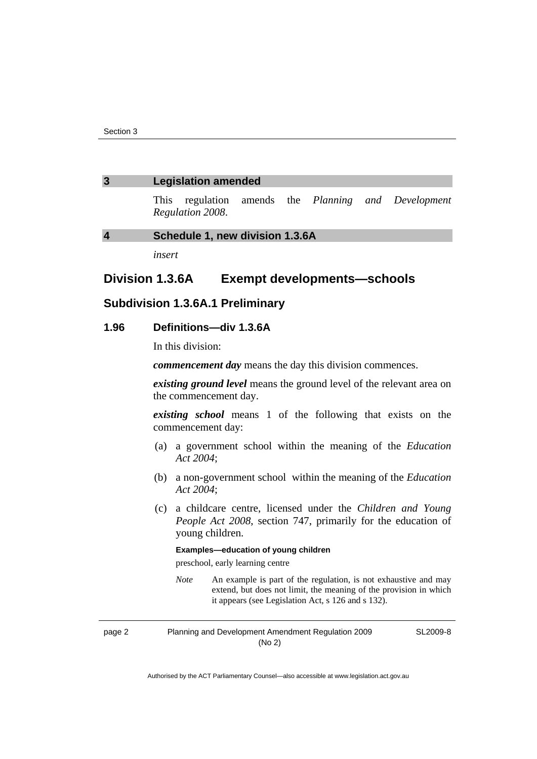## 3 Legislation amended

This regulation amends the *Planning and Development Regulation 2008*.

## 4 Schedule 1, new division 1.3.6A

*insert*

# Division 1.3.6A Exempt developments—schools

## Subdivision 1.3.6A.1 Preliminary

### 1.96 Definitions—div 1.3.6A

In this division:

***commencement day*** means the day this division commences.

***existing ground level*** means the ground level of the relevant area on the commencement day.

***existing school*** means 1 of the following that exists on the commencement day:

(a) a government school within the meaning of the *Education Act 2004*;

(b) a non-government school within the meaning of the *Education Act 2004*;

(c) a childcare centre, licensed under the *Children and Young People Act 2008*, section 747, primarily for the education of young children.

**Examples—education of young children**

preschool, early learning centre

*Note* An example is part of the regulation, is not exhaustive and may extend, but does not limit, the meaning of the provision in which it appears (see Legislation Act, s 126 and s 132).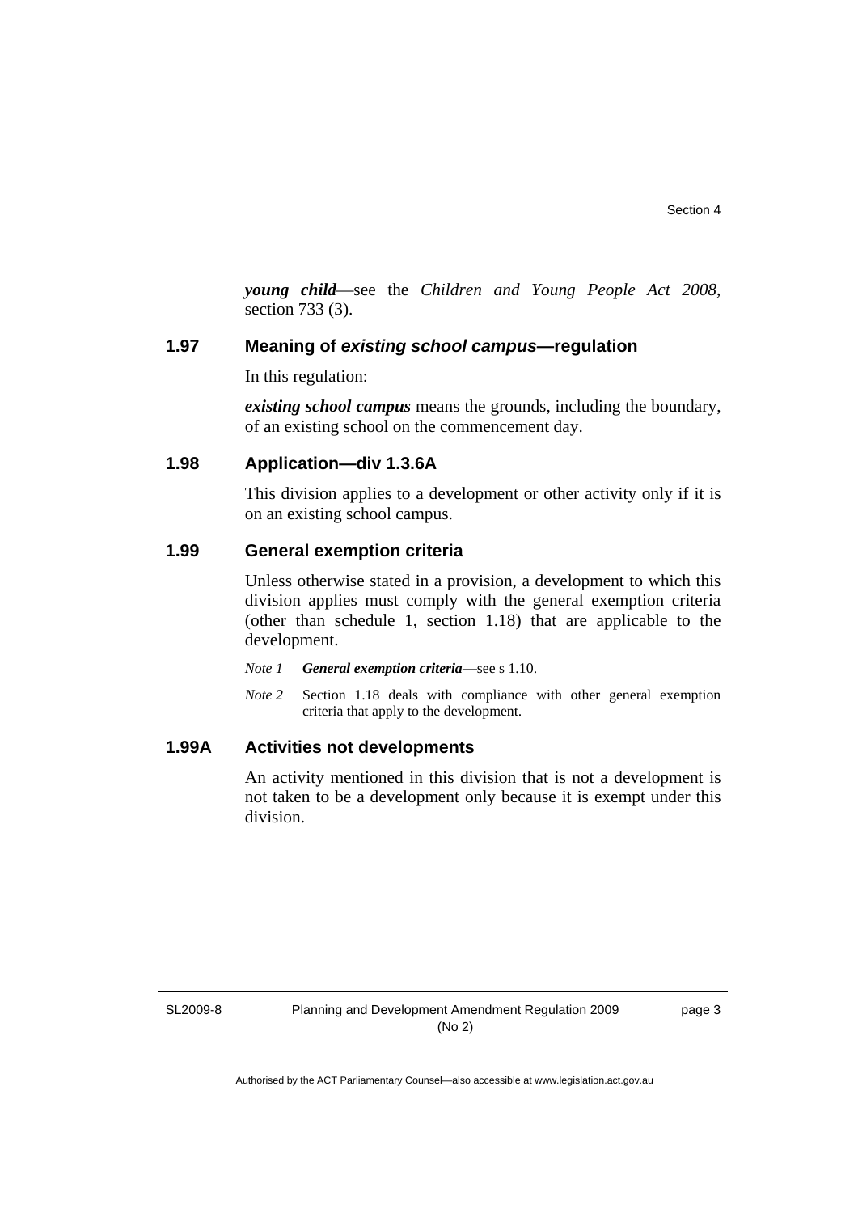***young child***—see the *Children and Young People Act 2008*, section 733 (3).

### 1.97 Meaning of *existing school campus*—regulation

In this regulation:

***existing school campus*** means the grounds, including the boundary, of an existing school on the commencement day.

### 1.98 Application—div 1.3.6A

This division applies to a development or other activity only if it is on an existing school campus.

### 1.99 General exemption criteria

Unless otherwise stated in a provision, a development to which this division applies must comply with the general exemption criteria (other than schedule 1, section 1.18) that are applicable to the development.

*Note 1* ***General exemption criteria***—see s 1.10.

*Note 2* Section 1.18 deals with compliance with other general exemption criteria that apply to the development.

### 1.99A Activities not developments

An activity mentioned in this division that is not a development is not taken to be a development only because it is exempt under this division.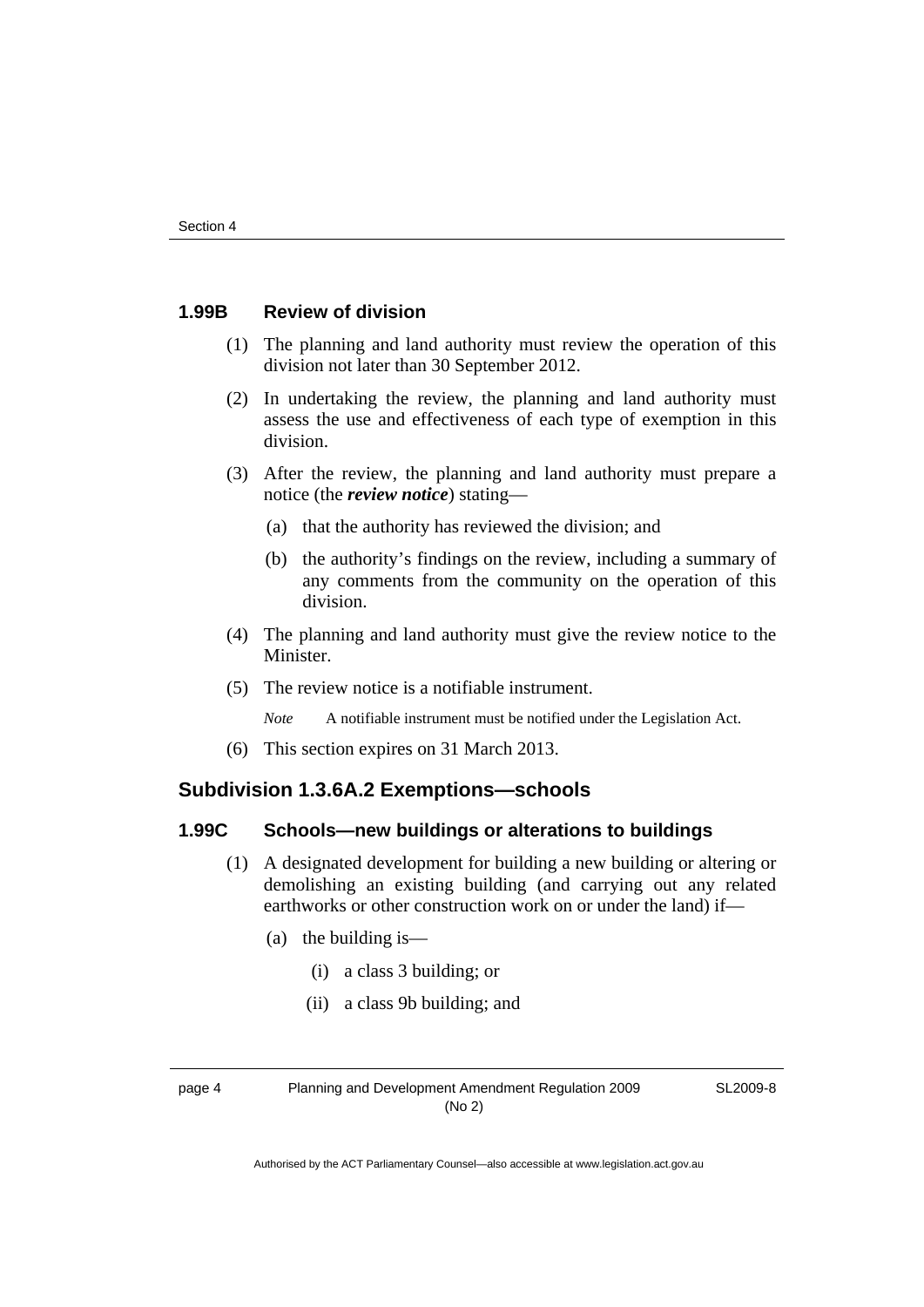### 1.99B Review of division

(1) The planning and land authority must review the operation of this division not later than 30 September 2012.

(2) In undertaking the review, the planning and land authority must assess the use and effectiveness of each type of exemption in this division.

(3) After the review, the planning and land authority must prepare a notice (the ***review notice***) stating—

  (a) that the authority has reviewed the division; and

  (b) the authority's findings on the review, including a summary of any comments from the community on the operation of this division.

(4) The planning and land authority must give the review notice to the Minister.

(5) The review notice is a notifiable instrument.

*Note* A notifiable instrument must be notified under the Legislation Act.

(6) This section expires on 31 March 2013.

## Subdivision 1.3.6A.2 Exemptions—schools

### 1.99C Schools—new buildings or alterations to buildings

(1) A designated development for building a new building or altering or demolishing an existing building (and carrying out any related earthworks or other construction work on or under the land) if—

  (a) the building is—

    (i) a class 3 building; or

    (ii) a class 9b building; and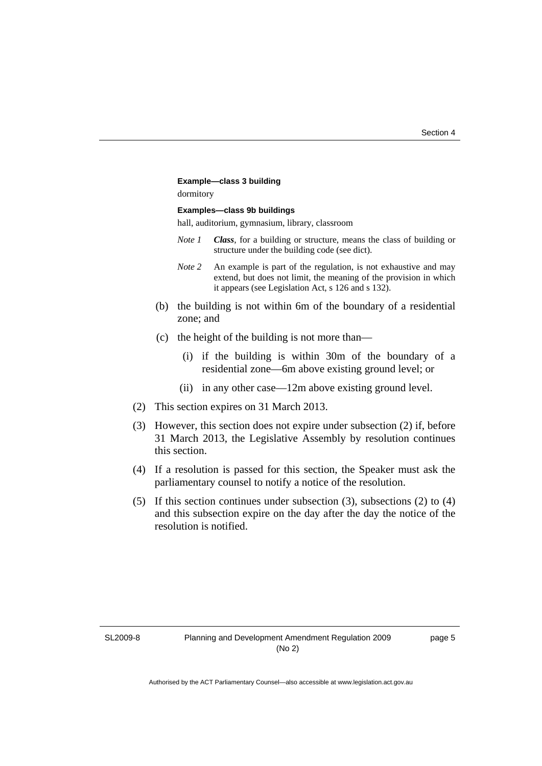**Example—class 3 building**

dormitory

**Examples—class 9b buildings**

hall, auditorium, gymnasium, library, classroom

*Note 1* ***Class***, for a building or structure, means the class of building or structure under the building code (see dict).

*Note 2* An example is part of the regulation, is not exhaustive and may extend, but does not limit, the meaning of the provision in which it appears (see Legislation Act, s 126 and s 132).

(b) the building is not within 6m of the boundary of a residential zone; and

(c) the height of the building is not more than—

(i) if the building is within 30m of the boundary of a residential zone—6m above existing ground level; or

(ii) in any other case—12m above existing ground level.

(2) This section expires on 31 March 2013.

(3) However, this section does not expire under subsection (2) if, before 31 March 2013, the Legislative Assembly by resolution continues this section.

(4) If a resolution is passed for this section, the Speaker must ask the parliamentary counsel to notify a notice of the resolution.

(5) If this section continues under subsection (3), subsections (2) to (4) and this subsection expire on the day after the day the notice of the resolution is notified.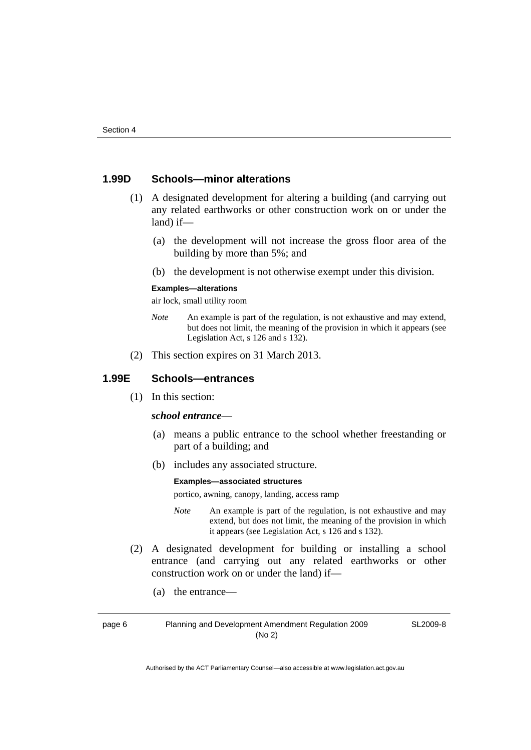### 1.99D Schools—minor alterations

(1) A designated development for altering a building (and carrying out any related earthworks or other construction work on or under the land) if—

(a) the development will not increase the gross floor area of the building by more than 5%; and

(b) the development is not otherwise exempt under this division.

**Examples—alterations**

air lock, small utility room

*Note* An example is part of the regulation, is not exhaustive and may extend, but does not limit, the meaning of the provision in which it appears (see Legislation Act, s 126 and s 132).

(2) This section expires on 31 March 2013.

### 1.99E Schools—entrances

(1) In this section:

***school entrance***—

(a) means a public entrance to the school whether freestanding or part of a building; and

(b) includes any associated structure.

**Examples—associated structures**

portico, awning, canopy, landing, access ramp

*Note* An example is part of the regulation, is not exhaustive and may extend, but does not limit, the meaning of the provision in which it appears (see Legislation Act, s 126 and s 132).

(2) A designated development for building or installing a school entrance (and carrying out any related earthworks or other construction work on or under the land) if—

(a) the entrance—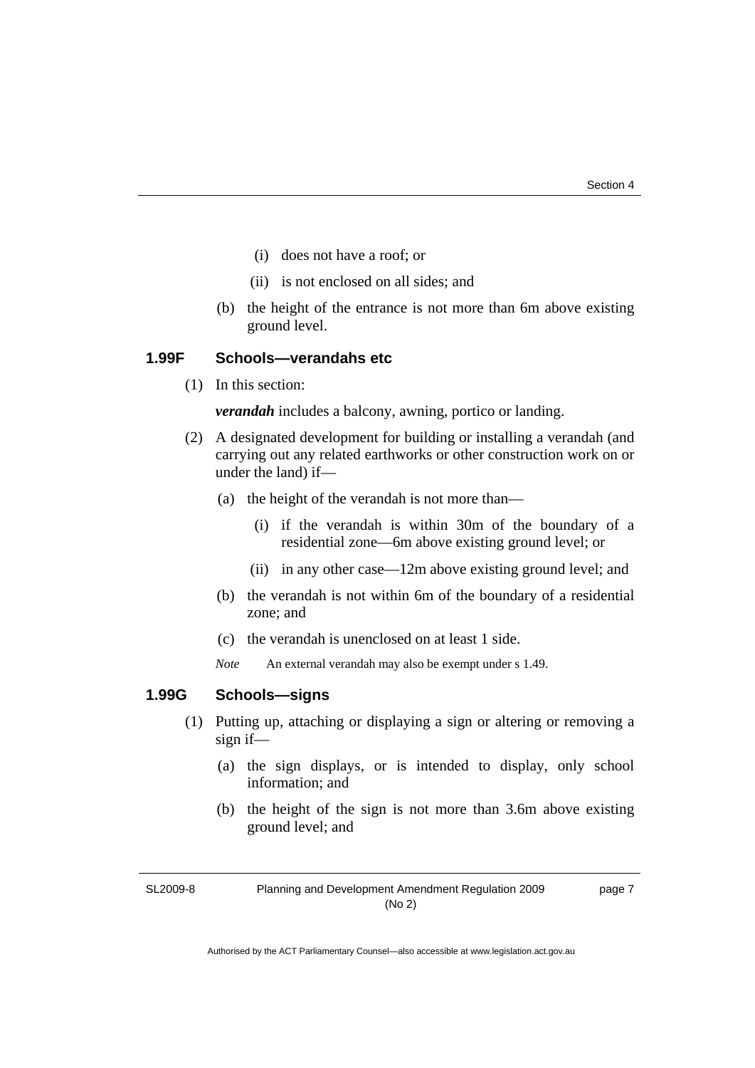(i) does not have a roof; or

(ii) is not enclosed on all sides; and

(b) the height of the entrance is not more than 6m above existing ground level.

### 1.99F Schools—verandahs etc

(1) In this section:

***verandah*** includes a balcony, awning, portico or landing.

(2) A designated development for building or installing a verandah (and carrying out any related earthworks or other construction work on or under the land) if—

(a) the height of the verandah is not more than—

(i) if the verandah is within 30m of the boundary of a residential zone—6m above existing ground level; or

(ii) in any other case—12m above existing ground level; and

(b) the verandah is not within 6m of the boundary of a residential zone; and

(c) the verandah is unenclosed on at least 1 side.

*Note* An external verandah may also be exempt under s 1.49.

### 1.99G Schools—signs

(1) Putting up, attaching or displaying a sign or altering or removing a sign if—

(a) the sign displays, or is intended to display, only school information; and

(b) the height of the sign is not more than 3.6m above existing ground level; and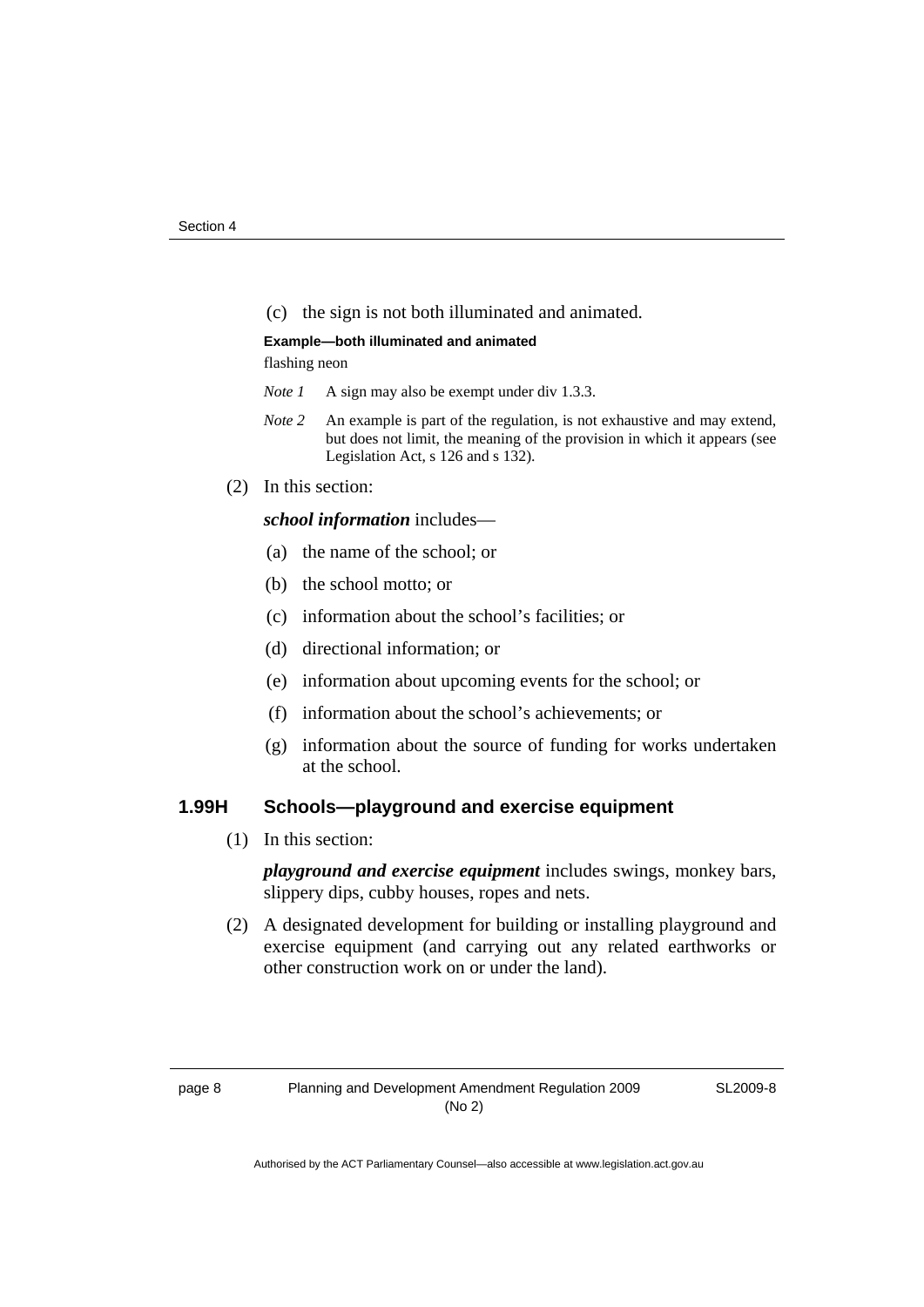(c) the sign is not both illuminated and animated.

**Example—both illuminated and animated**

flashing neon

*Note 1* A sign may also be exempt under div 1.3.3.

*Note 2* An example is part of the regulation, is not exhaustive and may extend, but does not limit, the meaning of the provision in which it appears (see Legislation Act, s 126 and s 132).

(2) In this section:

***school information*** includes—

(a) the name of the school; or

(b) the school motto; or

(c) information about the school's facilities; or

(d) directional information; or

(e) information about upcoming events for the school; or

(f) information about the school's achievements; or

(g) information about the source of funding for works undertaken at the school.

### 1.99H Schools—playground and exercise equipment

(1) In this section:

***playground and exercise equipment*** includes swings, monkey bars, slippery dips, cubby houses, ropes and nets.

(2) A designated development for building or installing playground and exercise equipment (and carrying out any related earthworks or other construction work on or under the land).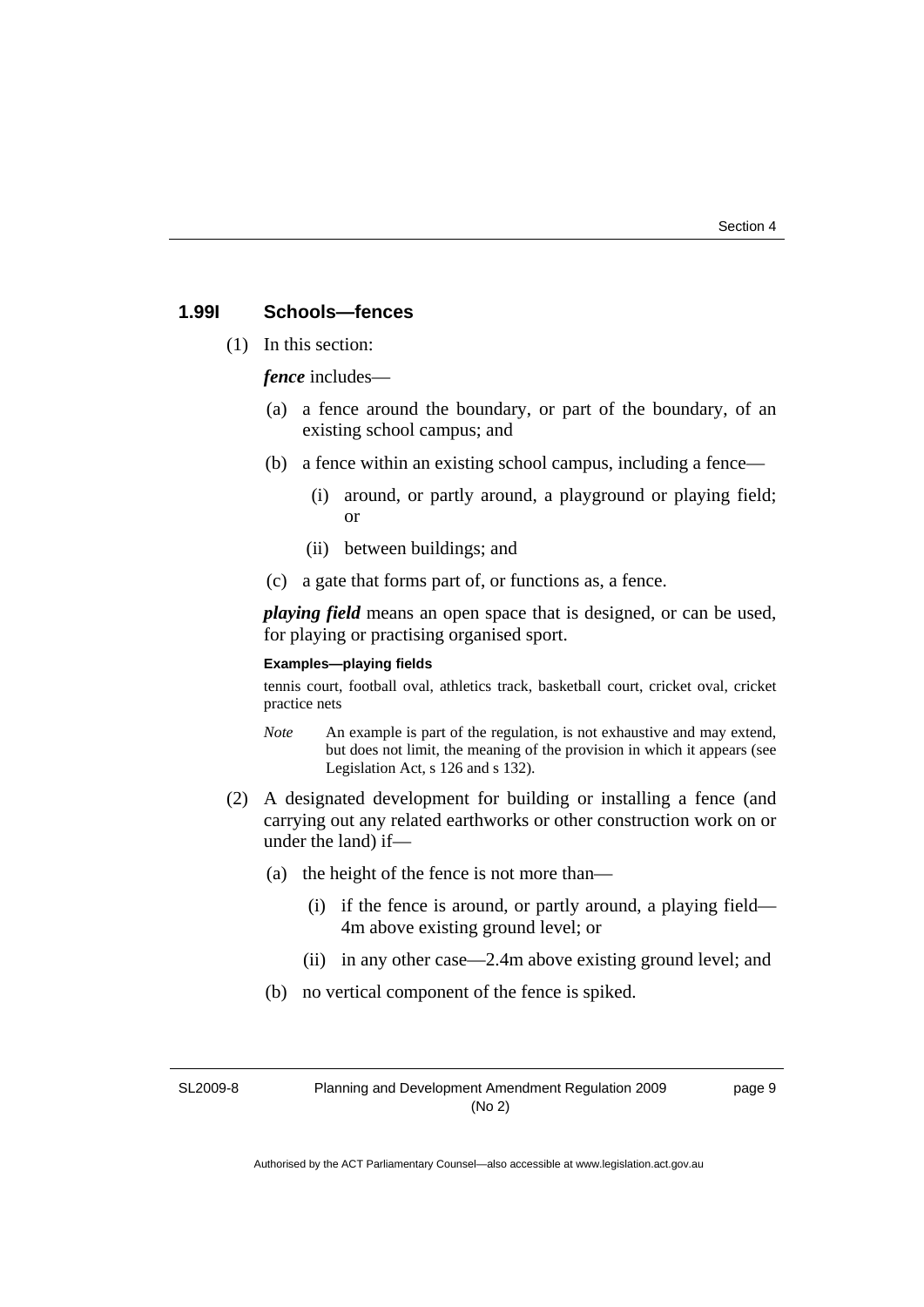### 1.99I Schools—fences

(1) In this section:

***fence*** includes—

(a) a fence around the boundary, or part of the boundary, of an existing school campus; and

(b) a fence within an existing school campus, including a fence—

(i) around, or partly around, a playground or playing field; or

(ii) between buildings; and

(c) a gate that forms part of, or functions as, a fence.

***playing field*** means an open space that is designed, or can be used, for playing or practising organised sport.

**Examples—playing fields**

tennis court, football oval, athletics track, basketball court, cricket oval, cricket practice nets

*Note* An example is part of the regulation, is not exhaustive and may extend, but does not limit, the meaning of the provision in which it appears (see Legislation Act, s 126 and s 132).

(2) A designated development for building or installing a fence (and carrying out any related earthworks or other construction work on or under the land) if—

(a) the height of the fence is not more than—

(i) if the fence is around, or partly around, a playing field—4m above existing ground level; or

(ii) in any other case—2.4m above existing ground level; and

(b) no vertical component of the fence is spiked.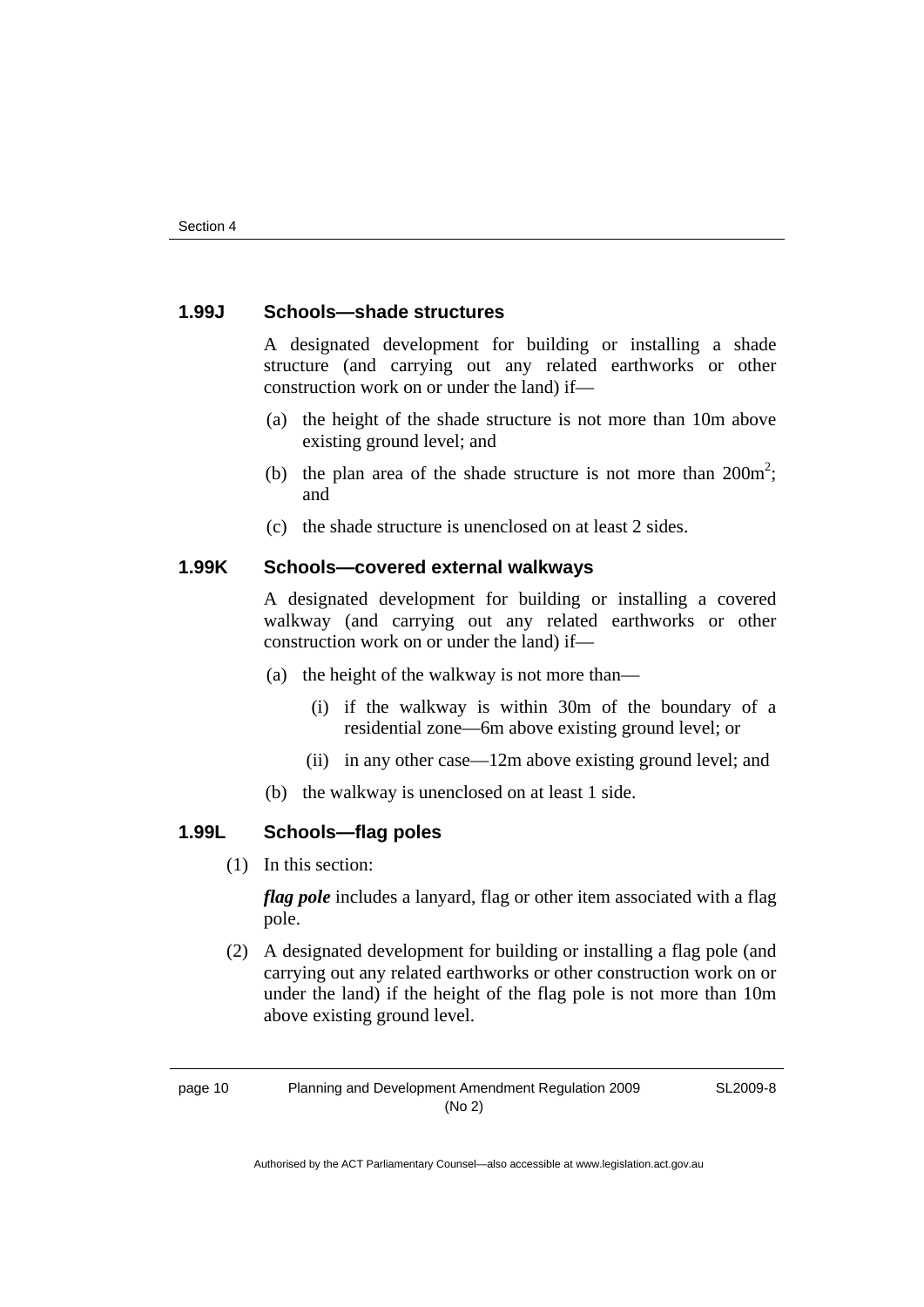### 1.99J Schools—shade structures

A designated development for building or installing a shade structure (and carrying out any related earthworks or other construction work on or under the land) if—

(a) the height of the shade structure is not more than 10m above existing ground level; and

(b) the plan area of the shade structure is not more than $200m^2$; and

(c) the shade structure is unenclosed on at least 2 sides.

### 1.99K Schools—covered external walkways

A designated development for building or installing a covered walkway (and carrying out any related earthworks or other construction work on or under the land) if—

(a) the height of the walkway is not more than—

(i) if the walkway is within 30m of the boundary of a residential zone—6m above existing ground level; or

(ii) in any other case—12m above existing ground level; and

(b) the walkway is unenclosed on at least 1 side.

### 1.99L Schools—flag poles

(1) In this section:

***flag pole*** includes a lanyard, flag or other item associated with a flag pole.

(2) A designated development for building or installing a flag pole (and carrying out any related earthworks or other construction work on or under the land) if the height of the flag pole is not more than 10m above existing ground level.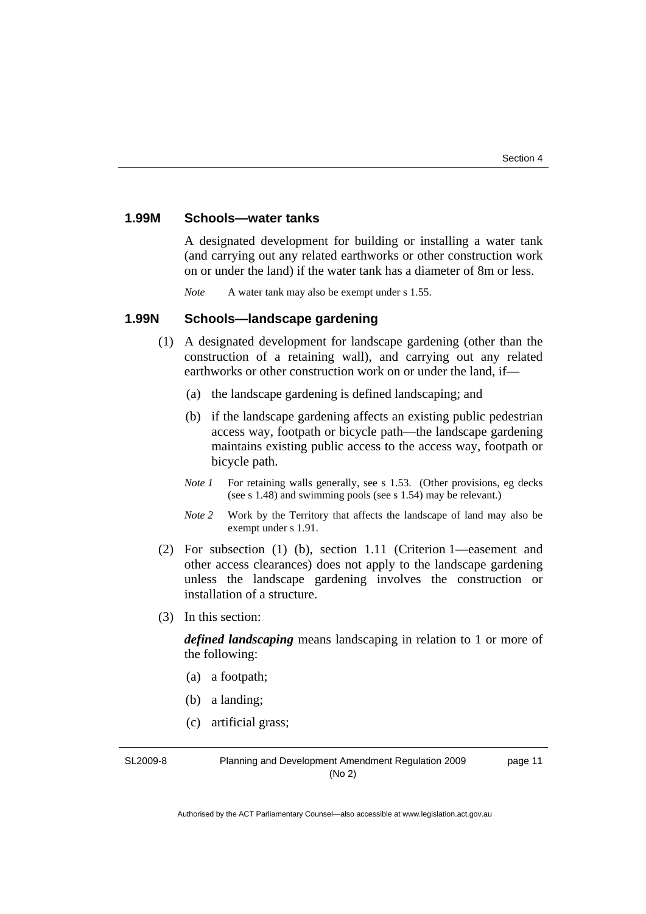### 1.99M Schools—water tanks

A designated development for building or installing a water tank (and carrying out any related earthworks or other construction work on or under the land) if the water tank has a diameter of 8m or less.

*Note* A water tank may also be exempt under s 1.55.

### 1.99N Schools—landscape gardening

(1) A designated development for landscape gardening (other than the construction of a retaining wall), and carrying out any related earthworks or other construction work on or under the land, if—

(a) the landscape gardening is defined landscaping; and

(b) if the landscape gardening affects an existing public pedestrian access way, footpath or bicycle path—the landscape gardening maintains existing public access to the access way, footpath or bicycle path.

*Note 1* For retaining walls generally, see s 1.53. (Other provisions, eg decks (see s 1.48) and swimming pools (see s 1.54) may be relevant.)

*Note 2* Work by the Territory that affects the landscape of land may also be exempt under s 1.91.

(2) For subsection (1) (b), section 1.11 (Criterion 1—easement and other access clearances) does not apply to the landscape gardening unless the landscape gardening involves the construction or installation of a structure.

(3) In this section:

***defined landscaping*** means landscaping in relation to 1 or more of the following:

(a) a footpath;

(b) a landing;

(c) artificial grass;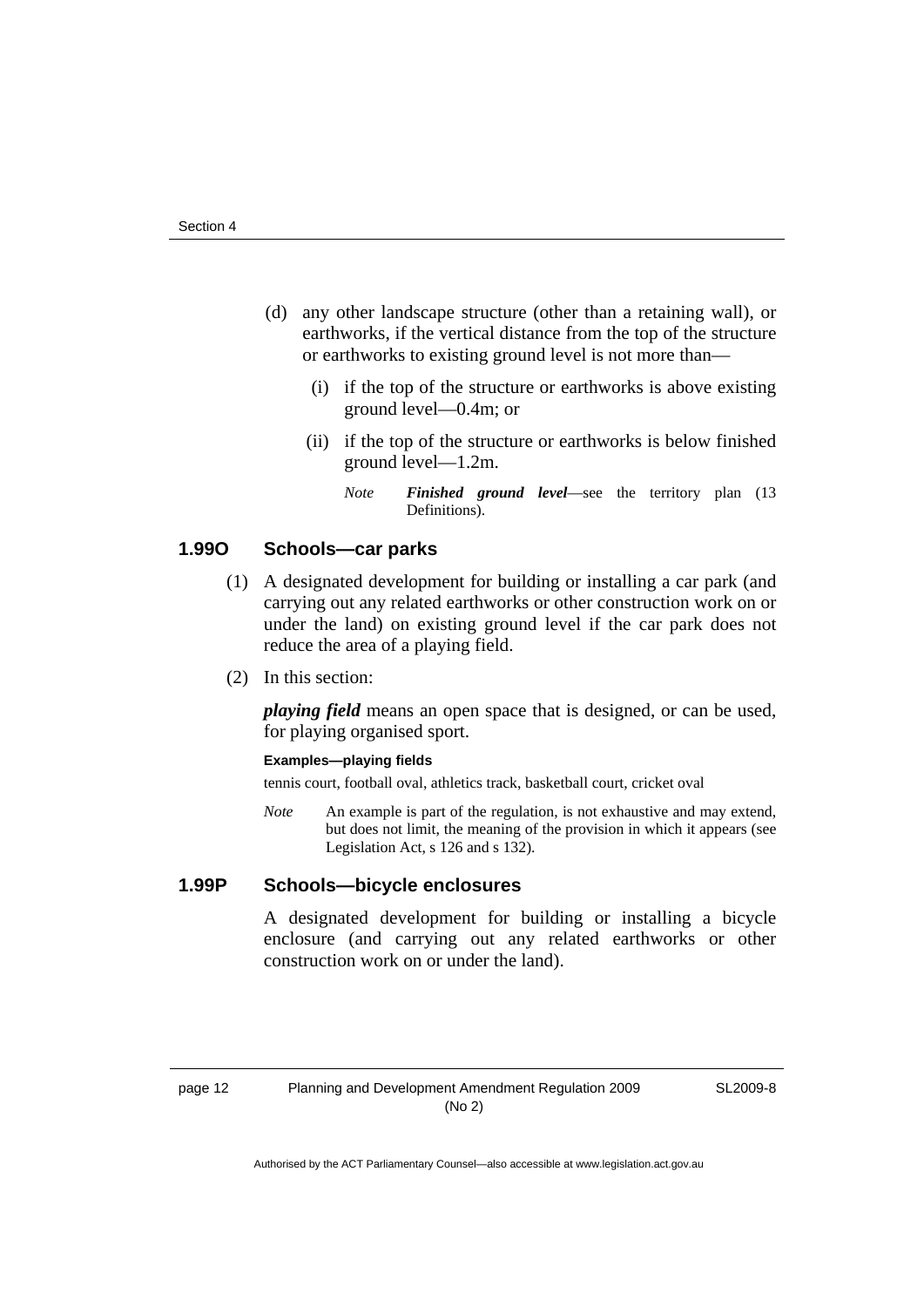(d) any other landscape structure (other than a retaining wall), or earthworks, if the vertical distance from the top of the structure or earthworks to existing ground level is not more than—

(i) if the top of the structure or earthworks is above existing ground level—0.4m; or

(ii) if the top of the structure or earthworks is below finished ground level—1.2m.

*Note* ***Finished ground level***—see the territory plan (13 Definitions).

### 1.99O Schools—car parks

(1) A designated development for building or installing a car park (and carrying out any related earthworks or other construction work on or under the land) on existing ground level if the car park does not reduce the area of a playing field.

(2) In this section:

***playing field*** means an open space that is designed, or can be used, for playing organised sport.

**Examples—playing fields**

tennis court, football oval, athletics track, basketball court, cricket oval

*Note* An example is part of the regulation, is not exhaustive and may extend, but does not limit, the meaning of the provision in which it appears (see Legislation Act, s 126 and s 132).

### 1.99P Schools—bicycle enclosures

A designated development for building or installing a bicycle enclosure (and carrying out any related earthworks or other construction work on or under the land).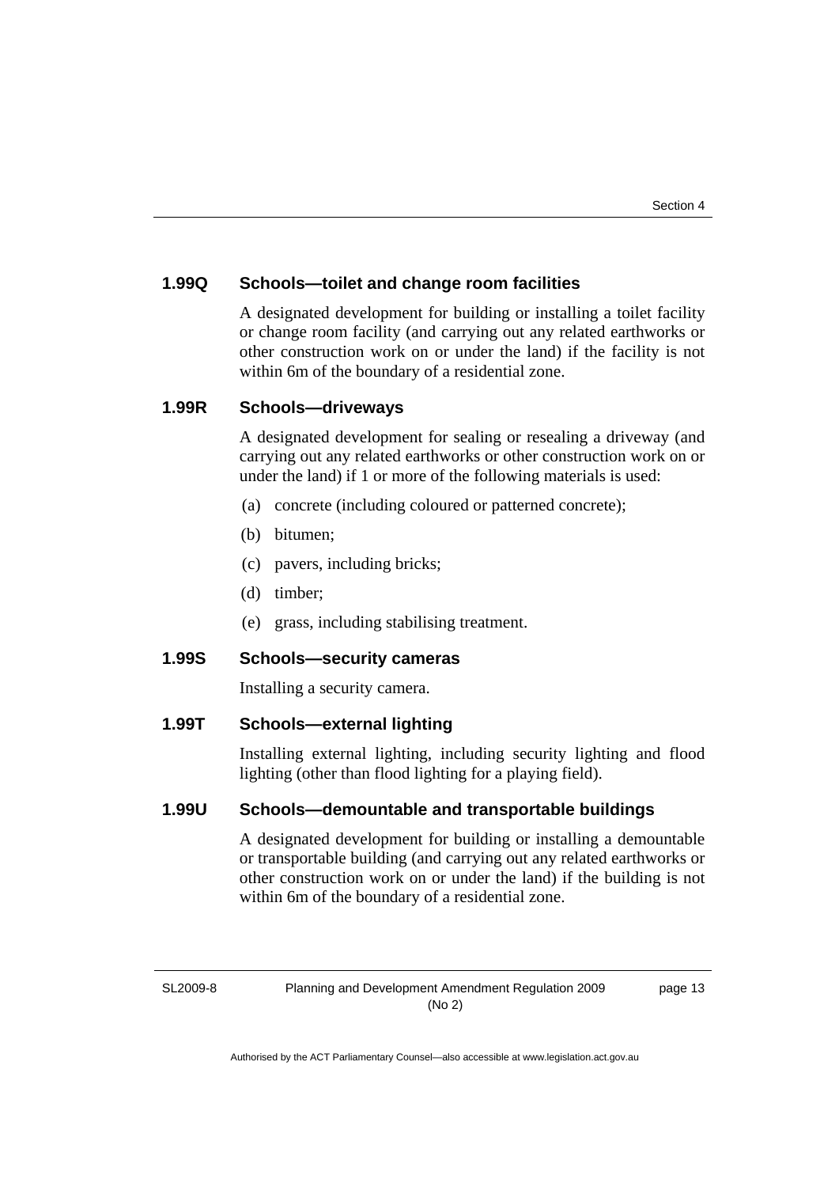### 1.99Q Schools—toilet and change room facilities

A designated development for building or installing a toilet facility or change room facility (and carrying out any related earthworks or other construction work on or under the land) if the facility is not within 6m of the boundary of a residential zone.

### 1.99R Schools—driveways

A designated development for sealing or resealing a driveway (and carrying out any related earthworks or other construction work on or under the land) if 1 or more of the following materials is used:

(a) concrete (including coloured or patterned concrete);

(b) bitumen;

(c) pavers, including bricks;

(d) timber;

(e) grass, including stabilising treatment.

### 1.99S Schools—security cameras

Installing a security camera.

### 1.99T Schools—external lighting

Installing external lighting, including security lighting and flood lighting (other than flood lighting for a playing field).

### 1.99U Schools—demountable and transportable buildings

A designated development for building or installing a demountable or transportable building (and carrying out any related earthworks or other construction work on or under the land) if the building is not within 6m of the boundary of a residential zone.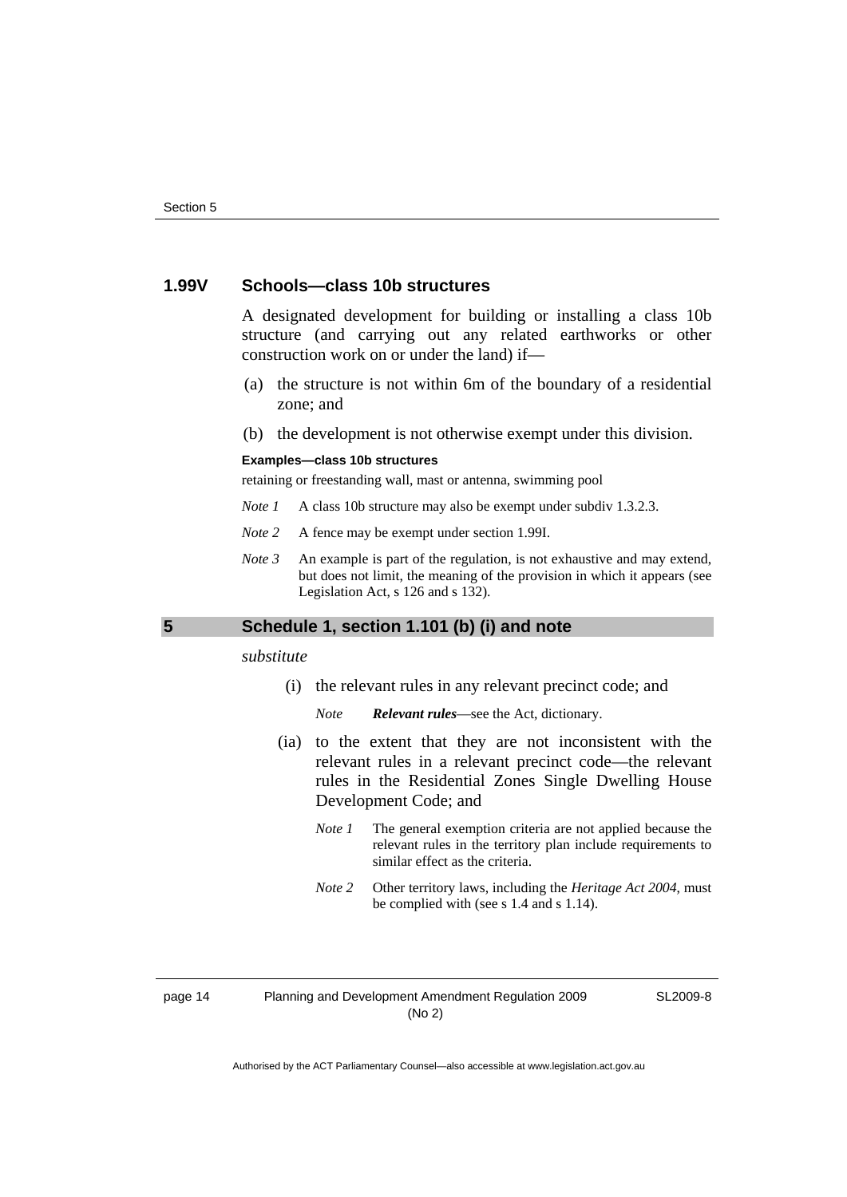### 1.99V Schools—class 10b structures

A designated development for building or installing a class 10b structure (and carrying out any related earthworks or other construction work on or under the land) if—

(a) the structure is not within 6m of the boundary of a residential zone; and

(b) the development is not otherwise exempt under this division.

**Examples—class 10b structures**

retaining or freestanding wall, mast or antenna, swimming pool

*Note 1* A class 10b structure may also be exempt under subdiv 1.3.2.3.

*Note 2* A fence may be exempt under section 1.99I.

*Note 3* An example is part of the regulation, is not exhaustive and may extend, but does not limit, the meaning of the provision in which it appears (see Legislation Act, s 126 and s 132).

## 5 Schedule 1, section 1.101 (b) (i) and note

*substitute*

(i) the relevant rules in any relevant precinct code; and

*Note* ***Relevant rules***—see the Act, dictionary.

(ia) to the extent that they are not inconsistent with the relevant rules in a relevant precinct code—the relevant rules in the Residential Zones Single Dwelling House Development Code; and

*Note 1* The general exemption criteria are not applied because the relevant rules in the territory plan include requirements to similar effect as the criteria.

*Note 2* Other territory laws, including the *Heritage Act 2004*, must be complied with (see s 1.4 and s 1.14).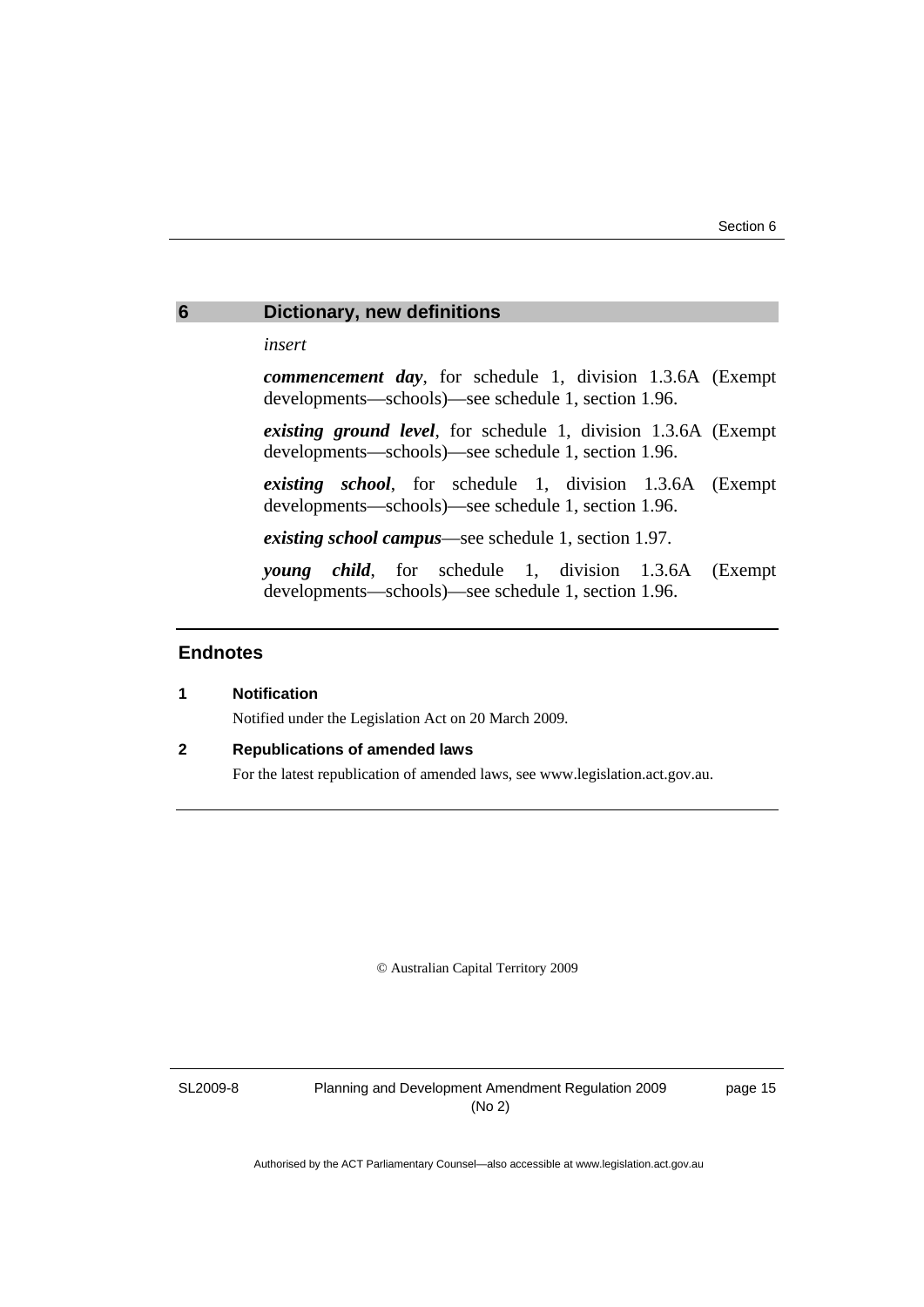## 6 Dictionary, new definitions

*insert*

***commencement day***, for schedule 1, division 1.3.6A (Exempt developments—schools)—see schedule 1, section 1.96.

***existing ground level***, for schedule 1, division 1.3.6A (Exempt developments—schools)—see schedule 1, section 1.96.

***existing school***, for schedule 1, division 1.3.6A (Exempt developments—schools)—see schedule 1, section 1.96.

***existing school campus***—see schedule 1, section 1.97.

***young child***, for schedule 1, division 1.3.6A (Exempt developments—schools)—see schedule 1, section 1.96.

## Endnotes

### 1 Notification

Notified under the Legislation Act on 20 March 2009.

### 2 Republications of amended laws

For the latest republication of amended laws, see www.legislation.act.gov.au.

© Australian Capital Territory 2009